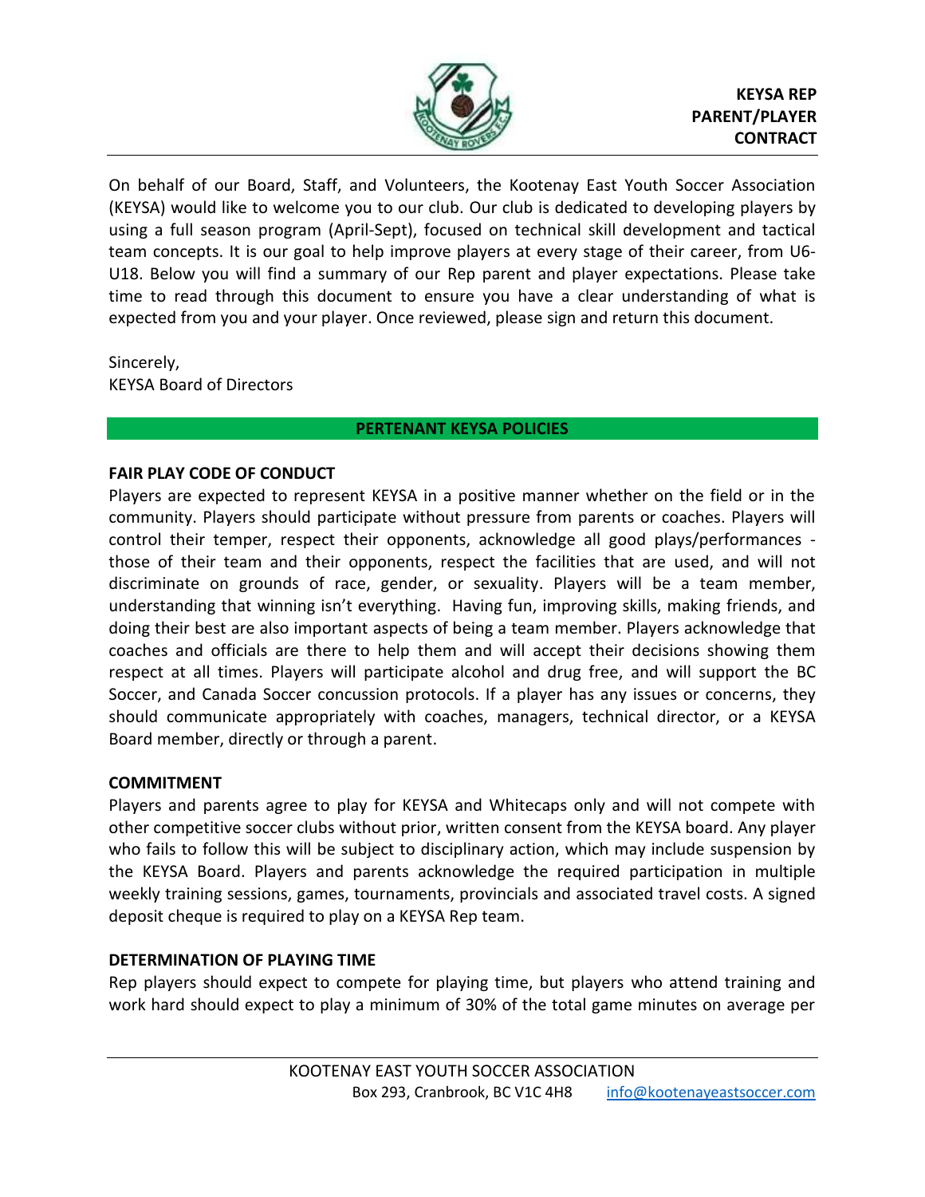# KEYSA REP PARENT/PLAYER CONTRACT

On behalf of our Board, Staff, and Volunteers, the Kootenay East Youth Soccer Association (KEYSA) would like to welcome you to our club. Our club is dedicated to developing players by using a full season program (April-Sept), focused on technical skill development and tactical team concepts. It is our goal to help improve players at every stage of their career, from U6-U18. Below you will find a summary of our Rep parent and player expectations. Please take time to read through this document to ensure you have a clear understanding of what is expected from you and your player. Once reviewed, please sign and return this document.

Sincerely,
KEYSA Board of Directors

## PERTENANT KEYSA POLICIES

### FAIR PLAY CODE OF CONDUCT

Players are expected to represent KEYSA in a positive manner whether on the field or in the community. Players should participate without pressure from parents or coaches. Players will control their temper, respect their opponents, acknowledge all good plays/performances - those of their team and their opponents, respect the facilities that are used, and will not discriminate on grounds of race, gender, or sexuality. Players will be a team member, understanding that winning isn't everything. Having fun, improving skills, making friends, and doing their best are also important aspects of being a team member. Players acknowledge that coaches and officials are there to help them and will accept their decisions showing them respect at all times. Players will participate alcohol and drug free, and will support the BC Soccer, and Canada Soccer concussion protocols. If a player has any issues or concerns, they should communicate appropriately with coaches, managers, technical director, or a KEYSA Board member, directly or through a parent.

### COMMITMENT

Players and parents agree to play for KEYSA and Whitecaps only and will not compete with other competitive soccer clubs without prior, written consent from the KEYSA board. Any player who fails to follow this will be subject to disciplinary action, which may include suspension by the KEYSA Board. Players and parents acknowledge the required participation in multiple weekly training sessions, games, tournaments, provincials and associated travel costs. A signed deposit cheque is required to play on a KEYSA Rep team.

### DETERMINATION OF PLAYING TIME

Rep players should expect to compete for playing time, but players who attend training and work hard should expect to play a minimum of 30% of the total game minutes on average per

KOOTENAY EAST YOUTH SOCCER ASSOCIATION
Box 293, Cranbrook, BC V1C 4H8 info@kootenayeastsoccer.com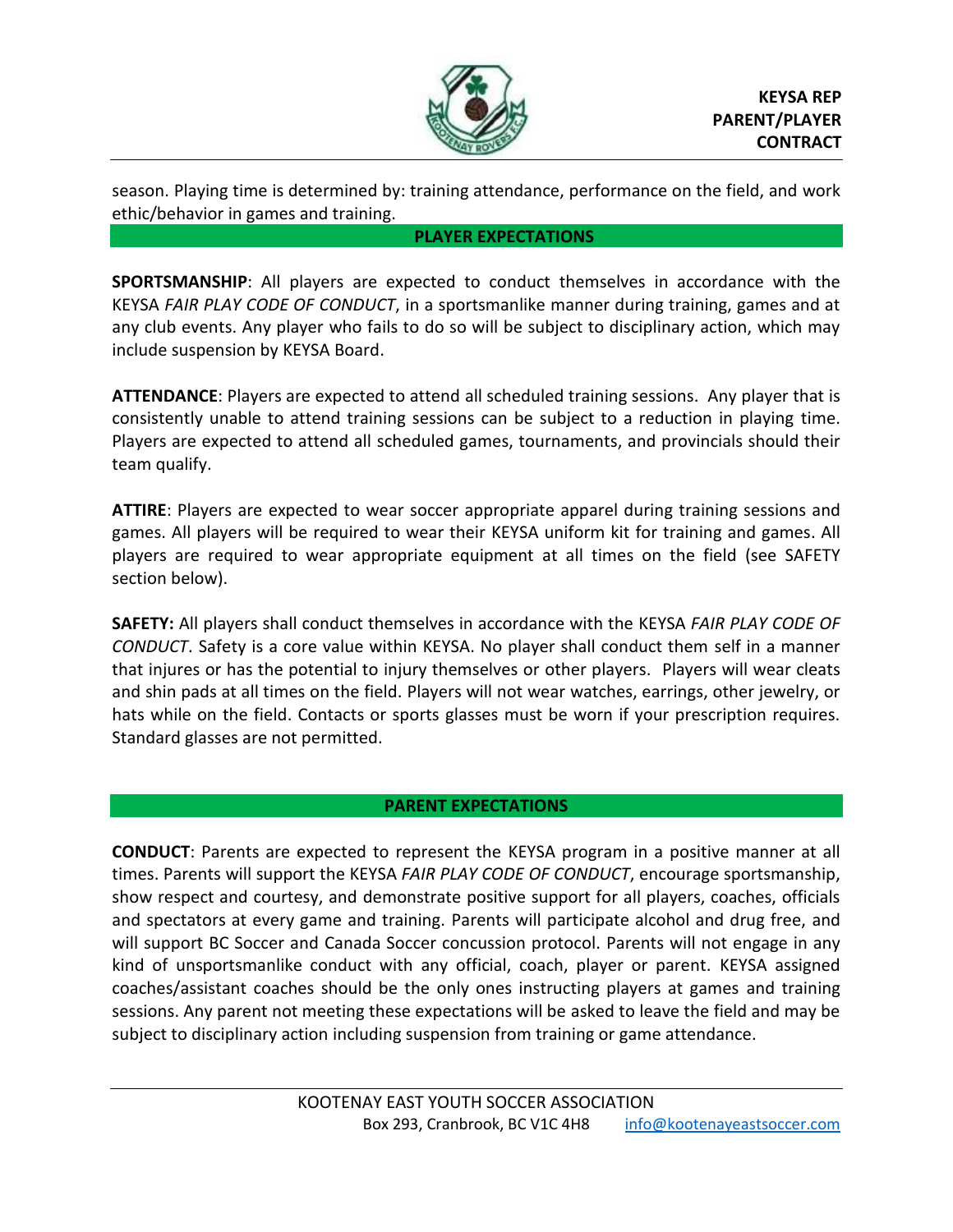season. Playing time is determined by: training attendance, performance on the field, and work ethic/behavior in games and training.

## PLAYER EXPECTATIONS

**SPORTSMANSHIP**: All players are expected to conduct themselves in accordance with the KEYSA *FAIR PLAY CODE OF CONDUCT*, in a sportsmanlike manner during training, games and at any club events. Any player who fails to do so will be subject to disciplinary action, which may include suspension by KEYSA Board.

**ATTENDANCE**: Players are expected to attend all scheduled training sessions. Any player that is consistently unable to attend training sessions can be subject to a reduction in playing time. Players are expected to attend all scheduled games, tournaments, and provincials should their team qualify.

**ATTIRE**: Players are expected to wear soccer appropriate apparel during training sessions and games. All players will be required to wear their KEYSA uniform kit for training and games. All players are required to wear appropriate equipment at all times on the field (see SAFETY section below).

**SAFETY:** All players shall conduct themselves in accordance with the KEYSA *FAIR PLAY CODE OF CONDUCT*. Safety is a core value within KEYSA. No player shall conduct them self in a manner that injures or has the potential to injury themselves or other players. Players will wear cleats and shin pads at all times on the field. Players will not wear watches, earrings, other jewelry, or hats while on the field. Contacts or sports glasses must be worn if your prescription requires. Standard glasses are not permitted.

## PARENT EXPECTATIONS

**CONDUCT**: Parents are expected to represent the KEYSA program in a positive manner at all times. Parents will support the KEYSA *FAIR PLAY CODE OF CONDUCT*, encourage sportsmanship, show respect and courtesy, and demonstrate positive support for all players, coaches, officials and spectators at every game and training. Parents will participate alcohol and drug free, and will support BC Soccer and Canada Soccer concussion protocol. Parents will not engage in any kind of unsportsmanlike conduct with any official, coach, player or parent. KEYSA assigned coaches/assistant coaches should be the only ones instructing players at games and training sessions. Any parent not meeting these expectations will be asked to leave the field and may be subject to disciplinary action including suspension from training or game attendance.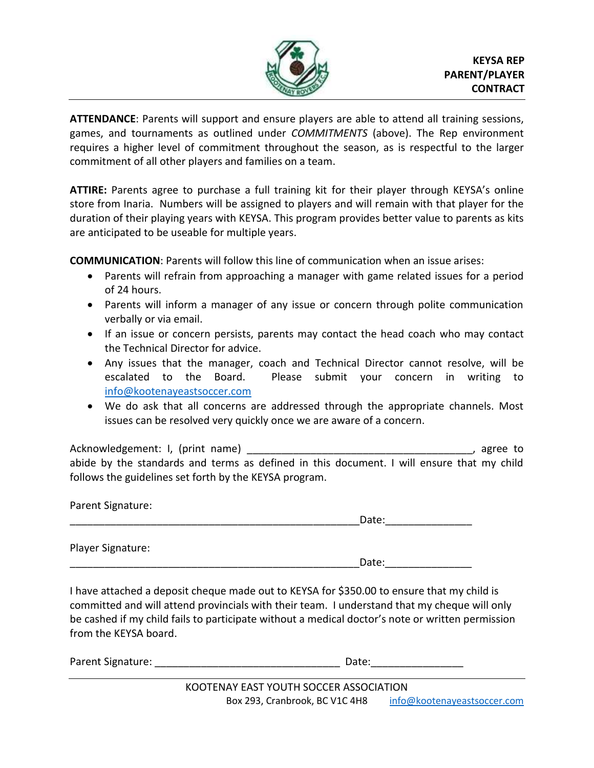**KEYSA REP PARENT/PLAYER CONTRACT**

**ATTENDANCE**: Parents will support and ensure players are able to attend all training sessions, games, and tournaments as outlined under *COMMITMENTS* (above). The Rep environment requires a higher level of commitment throughout the season, as is respectful to the larger commitment of all other players and families on a team.

**ATTIRE:** Parents agree to purchase a full training kit for their player through KEYSA's online store from Inaria. Numbers will be assigned to players and will remain with that player for the duration of their playing years with KEYSA. This program provides better value to parents as kits are anticipated to be useable for multiple years.

**COMMUNICATION**: Parents will follow this line of communication when an issue arises:

- Parents will refrain from approaching a manager with game related issues for a period of 24 hours.
- Parents will inform a manager of any issue or concern through polite communication verbally or via email.
- If an issue or concern persists, parents may contact the head coach who may contact the Technical Director for advice.
- Any issues that the manager, coach and Technical Director cannot resolve, will be escalated to the Board. Please submit your concern in writing to info@kootenayeastsoccer.com
- We do ask that all concerns are addressed through the appropriate channels. Most issues can be resolved very quickly once we are aware of a concern.

Acknowledgement: I, (print name) ________________________________________, agree to abide by the standards and terms as defined in this document. I will ensure that my child follows the guidelines set forth by the KEYSA program.

Parent Signature:
___________________________________________________Date:_______________

Player Signature:
___________________________________________________Date:_______________

I have attached a deposit cheque made out to KEYSA for $350.00 to ensure that my child is committed and will attend provincials with their team. I understand that my cheque will only be cashed if my child fails to participate without a medical doctor's note or written permission from the KEYSA board.

Parent Signature: ________________________________ Date:________________

KOOTENAY EAST YOUTH SOCCER ASSOCIATION
Box 293, Cranbrook, BC V1C 4H8 info@kootenayeastsoccer.com